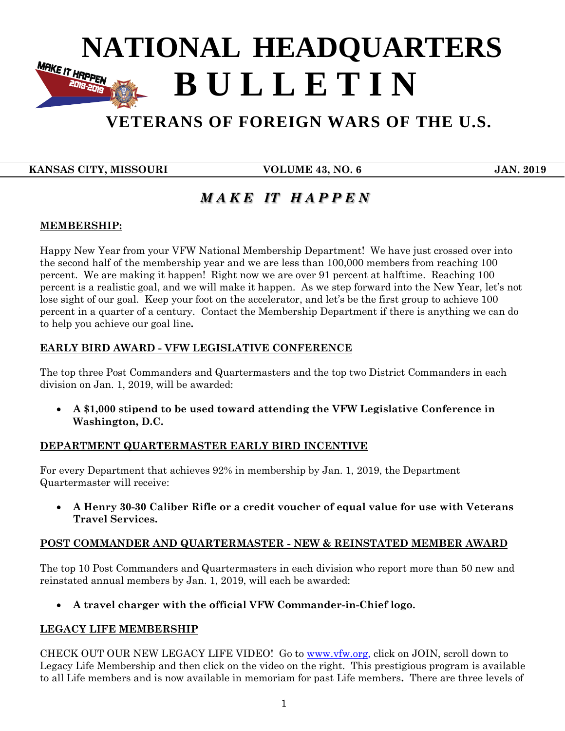# NATIONAL HEADQUARTERS BULLETIN

## VETERANS OF FOREIGN WARS OF THE U.S.

**KANSAS CITY, MISSOURI** | **VOLUME 43, NO. 6** | **JAN. 2019**

## *MAKE IT HAPPEN*

**MEMBERSHIP:**

Happy New Year from your VFW National Membership Department! We have just crossed over into the second half of the membership year and we are less than 100,000 members from reaching 100 percent. We are making it happen! Right now we are over 91 percent at halftime. Reaching 100 percent is a realistic goal, and we will make it happen. As we step forward into the New Year, let's not lose sight of our goal. Keep your foot on the accelerator, and let's be the first group to achieve 100 percent in a quarter of a century. Contact the Membership Department if there is anything we can do to help you achieve our goal line**.**

**EARLY BIRD AWARD - VFW LEGISLATIVE CONFERENCE**

The top three Post Commanders and Quartermasters and the top two District Commanders in each division on Jan. 1, 2019, will be awarded:

- **A $1,000 stipend to be used toward attending the VFW Legislative Conference in Washington, D.C.**

**DEPARTMENT QUARTERMASTER EARLY BIRD INCENTIVE**

For every Department that achieves 92% in membership by Jan. 1, 2019, the Department Quartermaster will receive:

- **A Henry 30-30 Caliber Rifle or a credit voucher of equal value for use with Veterans Travel Services.**

**POST COMMANDER AND QUARTERMASTER - NEW & REINSTATED MEMBER AWARD**

The top 10 Post Commanders and Quartermasters in each division who report more than 50 new and reinstated annual members by Jan. 1, 2019, will each be awarded:

- **A travel charger with the official VFW Commander-in-Chief logo.**

**LEGACY LIFE MEMBERSHIP**

CHECK OUT OUR NEW LEGACY LIFE VIDEO! Go to www.vfw.org, click on JOIN, scroll down to Legacy Life Membership and then click on the video on the right. This prestigious program is available to all Life members and is now available in memoriam for past Life members**.** There are three levels of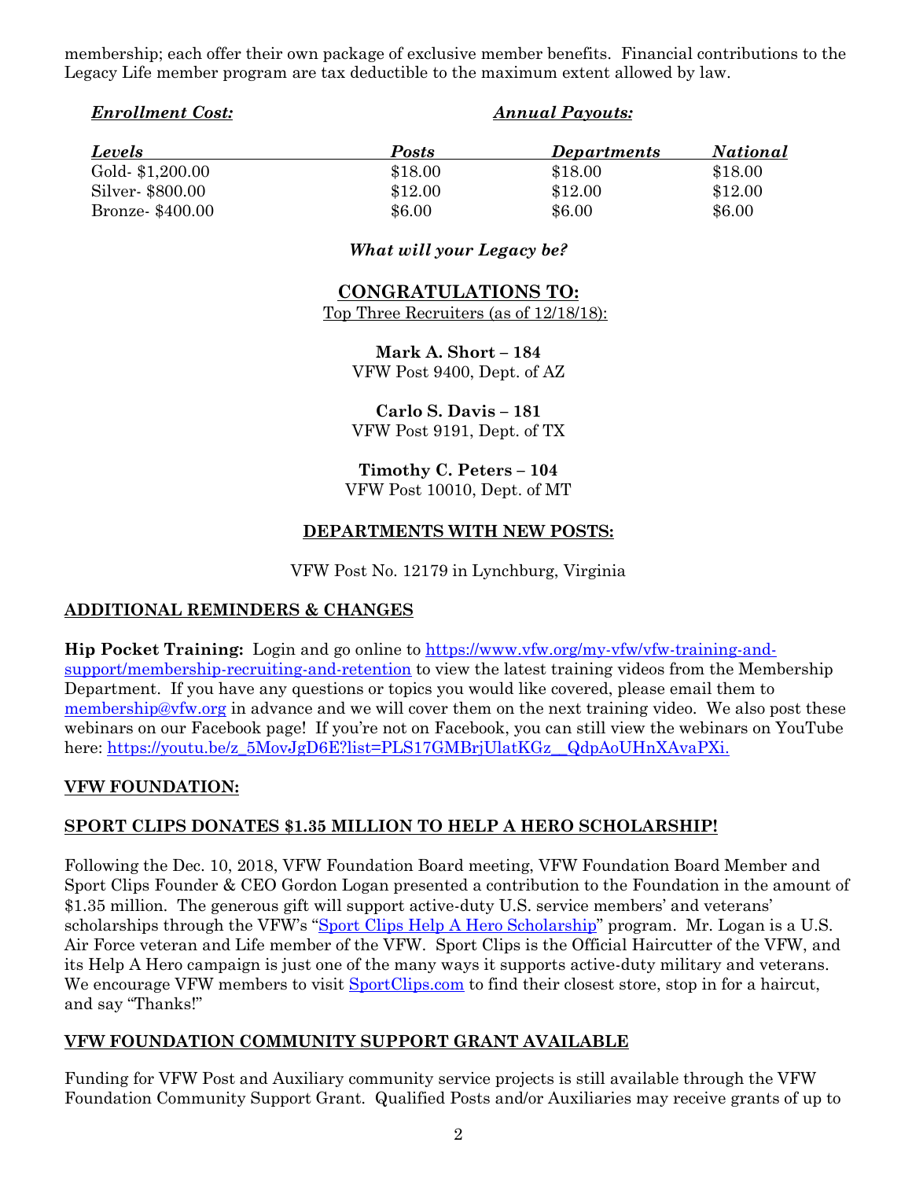membership; each offer their own package of exclusive member benefits. Financial contributions to the Legacy Life member program are tax deductible to the maximum extent allowed by law.

| ***Enrollment Cost:*** | ***Annual Payouts:*** | | |
|---|---|---|---|
| ***Levels*** | ***Posts*** | ***Departments*** | ***National*** |
| Gold- $1,200.00 | $18.00 | $18.00 | $18.00 |
| Silver- $800.00 | $12.00 | $12.00 | $12.00 |
| Bronze- $400.00 | $6.00 | $6.00 | $6.00 |

***What will your Legacy be?***

## CONGRATULATIONS TO:

Top Three Recruiters (as of 12/18/18):

**Mark A. Short – 184**
VFW Post 9400, Dept. of AZ

**Carlo S. Davis – 181**
VFW Post 9191, Dept. of TX

**Timothy C. Peters – 104**
VFW Post 10010, Dept. of MT

## DEPARTMENTS WITH NEW POSTS:

VFW Post No. 12179 in Lynchburg, Virginia

## ADDITIONAL REMINDERS & CHANGES

**Hip Pocket Training:** Login and go online to https://www.vfw.org/my-vfw/vfw-training-and-support/membership-recruiting-and-retention to view the latest training videos from the Membership Department. If you have any questions or topics you would like covered, please email them to membership@vfw.org in advance and we will cover them on the next training video. We also post these webinars on our Facebook page! If you're not on Facebook, you can still view the webinars on YouTube here: https://youtu.be/z_5MovJgD6E?list=PLS17GMBrjUlatKGz__QdpAoUHnXAvaPXi.

## VFW FOUNDATION:

## SPORT CLIPS DONATES $1.35 MILLION TO HELP A HERO SCHOLARSHIP!

Following the Dec. 10, 2018, VFW Foundation Board meeting, VFW Foundation Board Member and Sport Clips Founder & CEO Gordon Logan presented a contribution to the Foundation in the amount of $1.35 million. The generous gift will support active-duty U.S. service members' and veterans' scholarships through the VFW's "Sport Clips Help A Hero Scholarship" program. Mr. Logan is a U.S. Air Force veteran and Life member of the VFW. Sport Clips is the Official Haircutter of the VFW, and its Help A Hero campaign is just one of the many ways it supports active-duty military and veterans. We encourage VFW members to visit SportClips.com to find their closest store, stop in for a haircut, and say "Thanks!"

## VFW FOUNDATION COMMUNITY SUPPORT GRANT AVAILABLE

Funding for VFW Post and Auxiliary community service projects is still available through the VFW Foundation Community Support Grant. Qualified Posts and/or Auxiliaries may receive grants of up to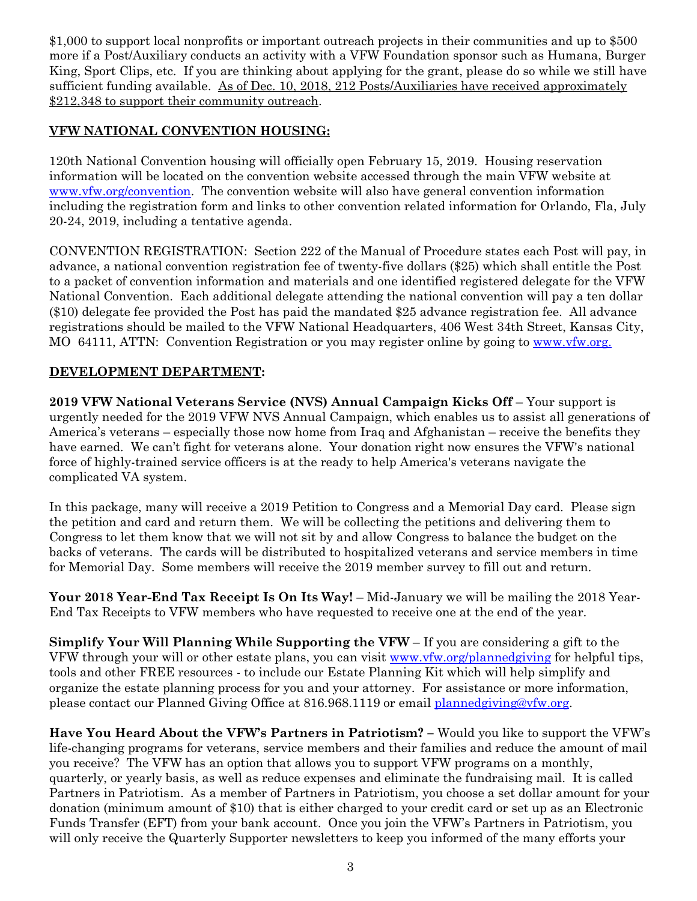$1,000 to support local nonprofits or important outreach projects in their communities and up to $500 more if a Post/Auxiliary conducts an activity with a VFW Foundation sponsor such as Humana, Burger King, Sport Clips, etc. If you are thinking about applying for the grant, please do so while we still have sufficient funding available. As of Dec. 10, 2018, 212 Posts/Auxiliaries have received approximately $212,348 to support their community outreach.

**VFW NATIONAL CONVENTION HOUSING:**

120th National Convention housing will officially open February 15, 2019. Housing reservation information will be located on the convention website accessed through the main VFW website at www.vfw.org/convention. The convention website will also have general convention information including the registration form and links to other convention related information for Orlando, Fla, July 20-24, 2019, including a tentative agenda.

CONVENTION REGISTRATION: Section 222 of the Manual of Procedure states each Post will pay, in advance, a national convention registration fee of twenty-five dollars ($25) which shall entitle the Post to a packet of convention information and materials and one identified registered delegate for the VFW National Convention. Each additional delegate attending the national convention will pay a ten dollar ($10) delegate fee provided the Post has paid the mandated $25 advance registration fee. All advance registrations should be mailed to the VFW National Headquarters, 406 West 34th Street, Kansas City, MO 64111, ATTN: Convention Registration or you may register online by going to www.vfw.org.

**DEVELOPMENT DEPARTMENT:**

**2019 VFW National Veterans Service (NVS) Annual Campaign Kicks Off** – Your support is urgently needed for the 2019 VFW NVS Annual Campaign, which enables us to assist all generations of America's veterans – especially those now home from Iraq and Afghanistan – receive the benefits they have earned. We can't fight for veterans alone. Your donation right now ensures the VFW's national force of highly-trained service officers is at the ready to help America's veterans navigate the complicated VA system.

In this package, many will receive a 2019 Petition to Congress and a Memorial Day card. Please sign the petition and card and return them. We will be collecting the petitions and delivering them to Congress to let them know that we will not sit by and allow Congress to balance the budget on the backs of veterans. The cards will be distributed to hospitalized veterans and service members in time for Memorial Day. Some members will receive the 2019 member survey to fill out and return.

**Your 2018 Year-End Tax Receipt Is On Its Way!** – Mid-January we will be mailing the 2018 Year-End Tax Receipts to VFW members who have requested to receive one at the end of the year.

**Simplify Your Will Planning While Supporting the VFW** – If you are considering a gift to the VFW through your will or other estate plans, you can visit www.vfw.org/plannedgiving for helpful tips, tools and other FREE resources - to include our Estate Planning Kit which will help simplify and organize the estate planning process for you and your attorney. For assistance or more information, please contact our Planned Giving Office at 816.968.1119 or email plannedgiving@vfw.org.

**Have You Heard About the VFW's Partners in Patriotism? –** Would you like to support the VFW's life-changing programs for veterans, service members and their families and reduce the amount of mail you receive? The VFW has an option that allows you to support VFW programs on a monthly, quarterly, or yearly basis, as well as reduce expenses and eliminate the fundraising mail. It is called Partners in Patriotism. As a member of Partners in Patriotism, you choose a set dollar amount for your donation (minimum amount of $10) that is either charged to your credit card or set up as an Electronic Funds Transfer (EFT) from your bank account. Once you join the VFW's Partners in Patriotism, you will only receive the Quarterly Supporter newsletters to keep you informed of the many efforts your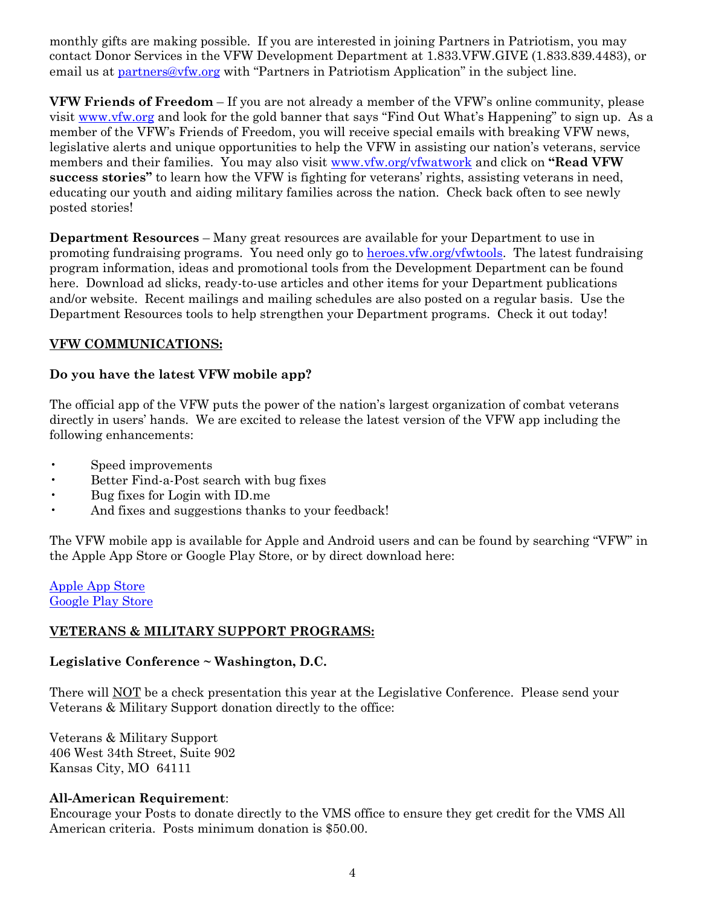monthly gifts are making possible. If you are interested in joining Partners in Patriotism, you may contact Donor Services in the VFW Development Department at 1.833.VFW.GIVE (1.833.839.4483), or email us at partners@vfw.org with "Partners in Patriotism Application" in the subject line.

**VFW Friends of Freedom** – If you are not already a member of the VFW's online community, please visit www.vfw.org and look for the gold banner that says "Find Out What's Happening" to sign up. As a member of the VFW's Friends of Freedom, you will receive special emails with breaking VFW news, legislative alerts and unique opportunities to help the VFW in assisting our nation's veterans, service members and their families. You may also visit www.vfw.org/vfwatwork and click on **"Read VFW success stories"** to learn how the VFW is fighting for veterans' rights, assisting veterans in need, educating our youth and aiding military families across the nation. Check back often to see newly posted stories!

**Department Resources** – Many great resources are available for your Department to use in promoting fundraising programs. You need only go to heroes.vfw.org/vfwtools. The latest fundraising program information, ideas and promotional tools from the Development Department can be found here. Download ad slicks, ready-to-use articles and other items for your Department publications and/or website. Recent mailings and mailing schedules are also posted on a regular basis. Use the Department Resources tools to help strengthen your Department programs. Check it out today!

## VFW COMMUNICATIONS:

### Do you have the latest VFW mobile app?

The official app of the VFW puts the power of the nation's largest organization of combat veterans directly in users' hands. We are excited to release the latest version of the VFW app including the following enhancements:

- Speed improvements
- Better Find-a-Post search with bug fixes
- Bug fixes for Login with ID.me
- And fixes and suggestions thanks to your feedback!

The VFW mobile app is available for Apple and Android users and can be found by searching "VFW" in the Apple App Store or Google Play Store, or by direct download here:

Apple App Store
Google Play Store

## VETERANS & MILITARY SUPPORT PROGRAMS:

### Legislative Conference ~ Washington, D.C.

There will NOT be a check presentation this year at the Legislative Conference. Please send your Veterans & Military Support donation directly to the office:

Veterans & Military Support
406 West 34th Street, Suite 902
Kansas City, MO 64111

**All-American Requirement**:
Encourage your Posts to donate directly to the VMS office to ensure they get credit for the VMS All American criteria. Posts minimum donation is $50.00.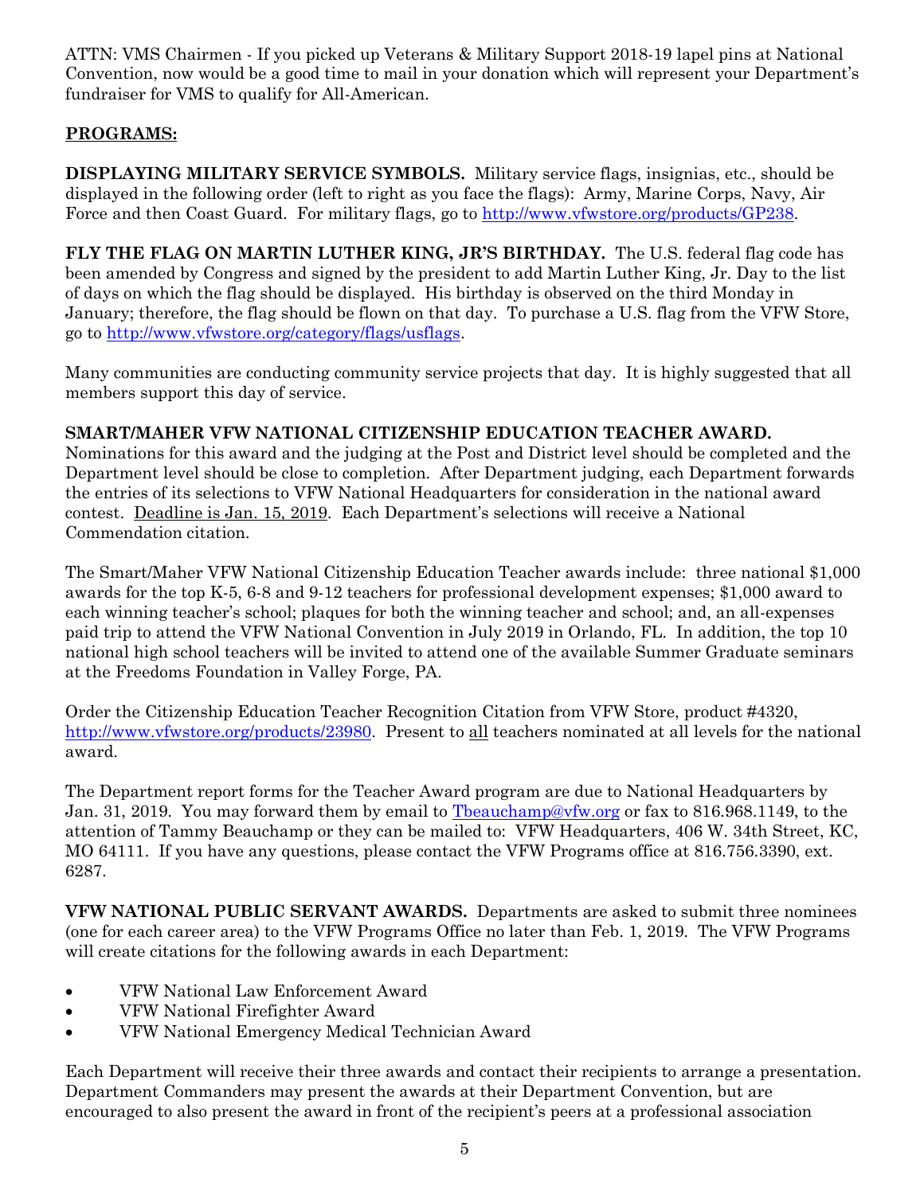ATTN: VMS Chairmen - If you picked up Veterans & Military Support 2018-19 lapel pins at National Convention, now would be a good time to mail in your donation which will represent your Department's fundraiser for VMS to qualify for All-American.

## PROGRAMS:

**DISPLAYING MILITARY SERVICE SYMBOLS.** Military service flags, insignias, etc., should be displayed in the following order (left to right as you face the flags): Army, Marine Corps, Navy, Air Force and then Coast Guard. For military flags, go to http://www.vfwstore.org/products/GP238.

**FLY THE FLAG ON MARTIN LUTHER KING, JR'S BIRTHDAY.** The U.S. federal flag code has been amended by Congress and signed by the president to add Martin Luther King, Jr. Day to the list of days on which the flag should be displayed. His birthday is observed on the third Monday in January; therefore, the flag should be flown on that day. To purchase a U.S. flag from the VFW Store, go to http://www.vfwstore.org/category/flags/usflags.

Many communities are conducting community service projects that day. It is highly suggested that all members support this day of service.

**SMART/MAHER VFW NATIONAL CITIZENSHIP EDUCATION TEACHER AWARD.** Nominations for this award and the judging at the Post and District level should be completed and the Department level should be close to completion. After Department judging, each Department forwards the entries of its selections to VFW National Headquarters for consideration in the national award contest. Deadline is Jan. 15, 2019. Each Department's selections will receive a National Commendation citation.

The Smart/Maher VFW National Citizenship Education Teacher awards include: three national $1,000 awards for the top K-5, 6-8 and 9-12 teachers for professional development expenses; $1,000 award to each winning teacher's school; plaques for both the winning teacher and school; and, an all-expenses paid trip to attend the VFW National Convention in July 2019 in Orlando, FL. In addition, the top 10 national high school teachers will be invited to attend one of the available Summer Graduate seminars at the Freedoms Foundation in Valley Forge, PA.

Order the Citizenship Education Teacher Recognition Citation from VFW Store, product #4320, http://www.vfwstore.org/products/23980. Present to all teachers nominated at all levels for the national award.

The Department report forms for the Teacher Award program are due to National Headquarters by Jan. 31, 2019. You may forward them by email to Tbeauchamp@vfw.org or fax to 816.968.1149, to the attention of Tammy Beauchamp or they can be mailed to: VFW Headquarters, 406 W. 34th Street, KC, MO 64111. If you have any questions, please contact the VFW Programs office at 816.756.3390, ext. 6287.

**VFW NATIONAL PUBLIC SERVANT AWARDS.** Departments are asked to submit three nominees (one for each career area) to the VFW Programs Office no later than Feb. 1, 2019. The VFW Programs will create citations for the following awards in each Department:

- VFW National Law Enforcement Award
- VFW National Firefighter Award
- VFW National Emergency Medical Technician Award

Each Department will receive their three awards and contact their recipients to arrange a presentation. Department Commanders may present the awards at their Department Convention, but are encouraged to also present the award in front of the recipient's peers at a professional association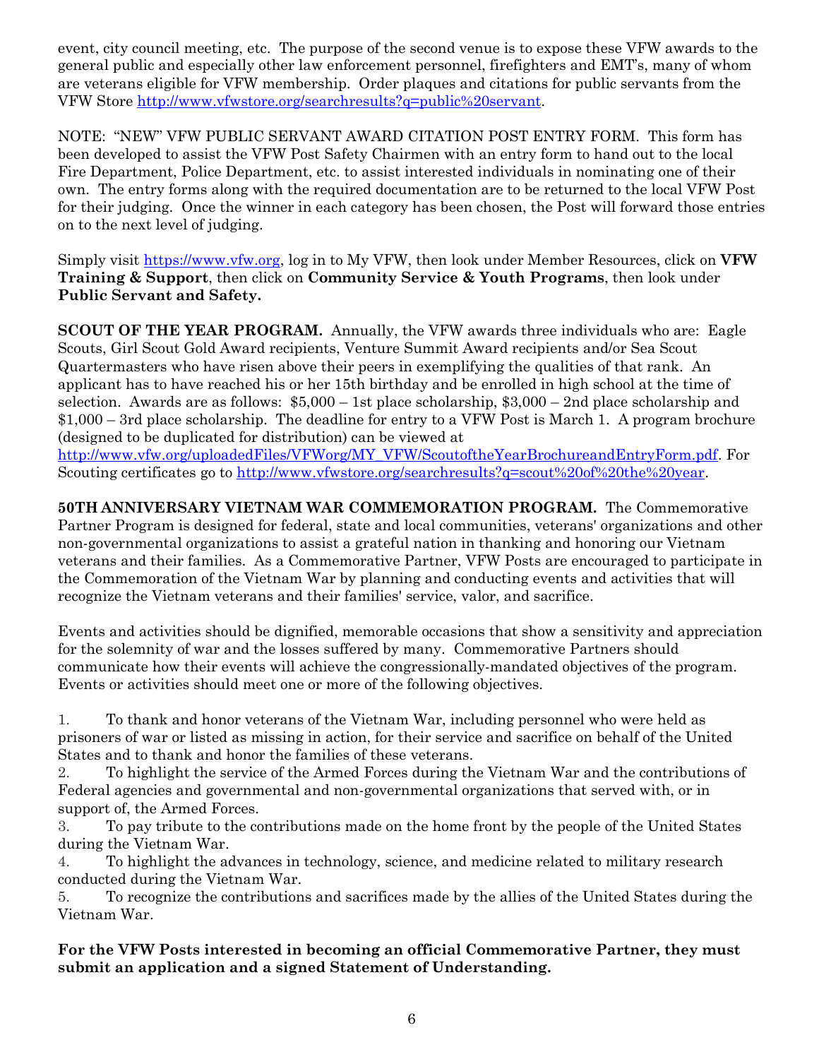event, city council meeting, etc. The purpose of the second venue is to expose these VFW awards to the general public and especially other law enforcement personnel, firefighters and EMT's, many of whom are veterans eligible for VFW membership. Order plaques and citations for public servants from the VFW Store http://www.vfwstore.org/searchresults?q=public%20servant.

NOTE: "NEW" VFW PUBLIC SERVANT AWARD CITATION POST ENTRY FORM. This form has been developed to assist the VFW Post Safety Chairmen with an entry form to hand out to the local Fire Department, Police Department, etc. to assist interested individuals in nominating one of their own. The entry forms along with the required documentation are to be returned to the local VFW Post for their judging. Once the winner in each category has been chosen, the Post will forward those entries on to the next level of judging.

Simply visit https://www.vfw.org, log in to My VFW, then look under Member Resources, click on **VFW Training & Support**, then click on **Community Service & Youth Programs**, then look under **Public Servant and Safety.**

**SCOUT OF THE YEAR PROGRAM.** Annually, the VFW awards three individuals who are: Eagle Scouts, Girl Scout Gold Award recipients, Venture Summit Award recipients and/or Sea Scout Quartermasters who have risen above their peers in exemplifying the qualities of that rank. An applicant has to have reached his or her 15th birthday and be enrolled in high school at the time of selection. Awards are as follows: $5,000 – 1st place scholarship, $3,000 – 2nd place scholarship and $1,000 – 3rd place scholarship. The deadline for entry to a VFW Post is March 1. A program brochure (designed to be duplicated for distribution) can be viewed at http://www.vfw.org/uploadedFiles/VFWorg/MY_VFW/ScoutoftheYearBrochureandEntryForm.pdf. For Scouting certificates go to http://www.vfwstore.org/searchresults?q=scout%20of%20the%20year.

**50TH ANNIVERSARY VIETNAM WAR COMMEMORATION PROGRAM.** The Commemorative Partner Program is designed for federal, state and local communities, veterans' organizations and other non-governmental organizations to assist a grateful nation in thanking and honoring our Vietnam veterans and their families. As a Commemorative Partner, VFW Posts are encouraged to participate in the Commemoration of the Vietnam War by planning and conducting events and activities that will recognize the Vietnam veterans and their families' service, valor, and sacrifice.

Events and activities should be dignified, memorable occasions that show a sensitivity and appreciation for the solemnity of war and the losses suffered by many. Commemorative Partners should communicate how their events will achieve the congressionally-mandated objectives of the program. Events or activities should meet one or more of the following objectives.

1. To thank and honor veterans of the Vietnam War, including personnel who were held as prisoners of war or listed as missing in action, for their service and sacrifice on behalf of the United States and to thank and honor the families of these veterans.
2. To highlight the service of the Armed Forces during the Vietnam War and the contributions of Federal agencies and governmental and non-governmental organizations that served with, or in support of, the Armed Forces.
3. To pay tribute to the contributions made on the home front by the people of the United States during the Vietnam War.
4. To highlight the advances in technology, science, and medicine related to military research conducted during the Vietnam War.
5. To recognize the contributions and sacrifices made by the allies of the United States during the Vietnam War.

**For the VFW Posts interested in becoming an official Commemorative Partner, they must submit an application and a signed Statement of Understanding.**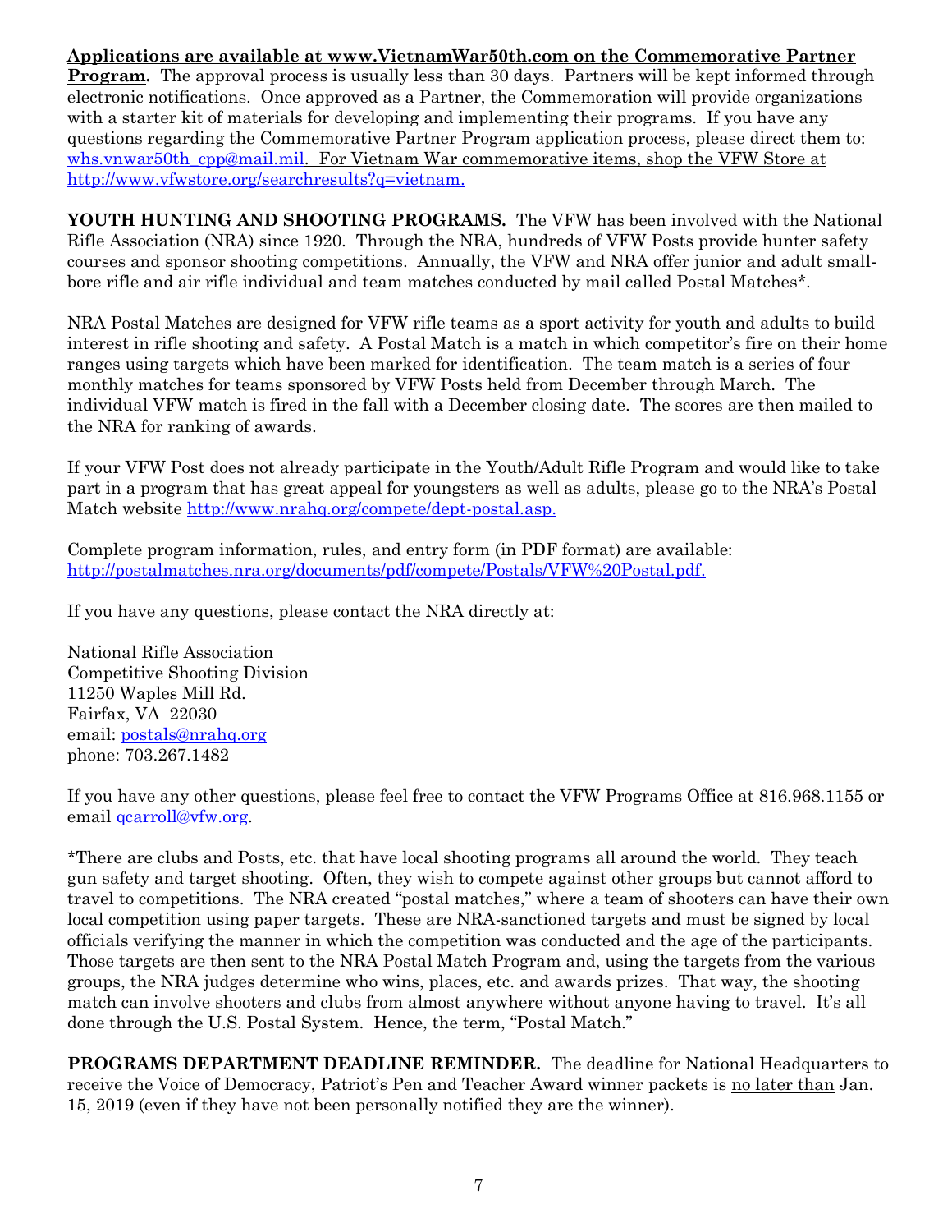**Applications are available at www.VietnamWar50th.com on the Commemorative Partner Program.** The approval process is usually less than 30 days. Partners will be kept informed through electronic notifications. Once approved as a Partner, the Commemoration will provide organizations with a starter kit of materials for developing and implementing their programs. If you have any questions regarding the Commemorative Partner Program application process, please direct them to: whs.vnwar50th_cpp@mail.mil. For Vietnam War commemorative items, shop the VFW Store at http://www.vfwstore.org/searchresults?q=vietnam.

**YOUTH HUNTING AND SHOOTING PROGRAMS.** The VFW has been involved with the National Rifle Association (NRA) since 1920. Through the NRA, hundreds of VFW Posts provide hunter safety courses and sponsor shooting competitions. Annually, the VFW and NRA offer junior and adult small-bore rifle and air rifle individual and team matches conducted by mail called Postal Matches*.

NRA Postal Matches are designed for VFW rifle teams as a sport activity for youth and adults to build interest in rifle shooting and safety. A Postal Match is a match in which competitor's fire on their home ranges using targets which have been marked for identification. The team match is a series of four monthly matches for teams sponsored by VFW Posts held from December through March. The individual VFW match is fired in the fall with a December closing date. The scores are then mailed to the NRA for ranking of awards.

If your VFW Post does not already participate in the Youth/Adult Rifle Program and would like to take part in a program that has great appeal for youngsters as well as adults, please go to the NRA's Postal Match website http://www.nrahq.org/compete/dept-postal.asp.

Complete program information, rules, and entry form (in PDF format) are available: http://postalmatches.nra.org/documents/pdf/compete/Postals/VFW%20Postal.pdf.

If you have any questions, please contact the NRA directly at:

National Rifle Association
Competitive Shooting Division
11250 Waples Mill Rd.
Fairfax, VA 22030
email: postals@nrahq.org
phone: 703.267.1482

If you have any other questions, please feel free to contact the VFW Programs Office at 816.968.1155 or email qcarroll@vfw.org.

*There are clubs and Posts, etc. that have local shooting programs all around the world. They teach gun safety and target shooting. Often, they wish to compete against other groups but cannot afford to travel to competitions. The NRA created "postal matches," where a team of shooters can have their own local competition using paper targets. These are NRA-sanctioned targets and must be signed by local officials verifying the manner in which the competition was conducted and the age of the participants. Those targets are then sent to the NRA Postal Match Program and, using the targets from the various groups, the NRA judges determine who wins, places, etc. and awards prizes. That way, the shooting match can involve shooters and clubs from almost anywhere without anyone having to travel. It's all done through the U.S. Postal System. Hence, the term, "Postal Match."

**PROGRAMS DEPARTMENT DEADLINE REMINDER.** The deadline for National Headquarters to receive the Voice of Democracy, Patriot's Pen and Teacher Award winner packets is no later than Jan. 15, 2019 (even if they have not been personally notified they are the winner).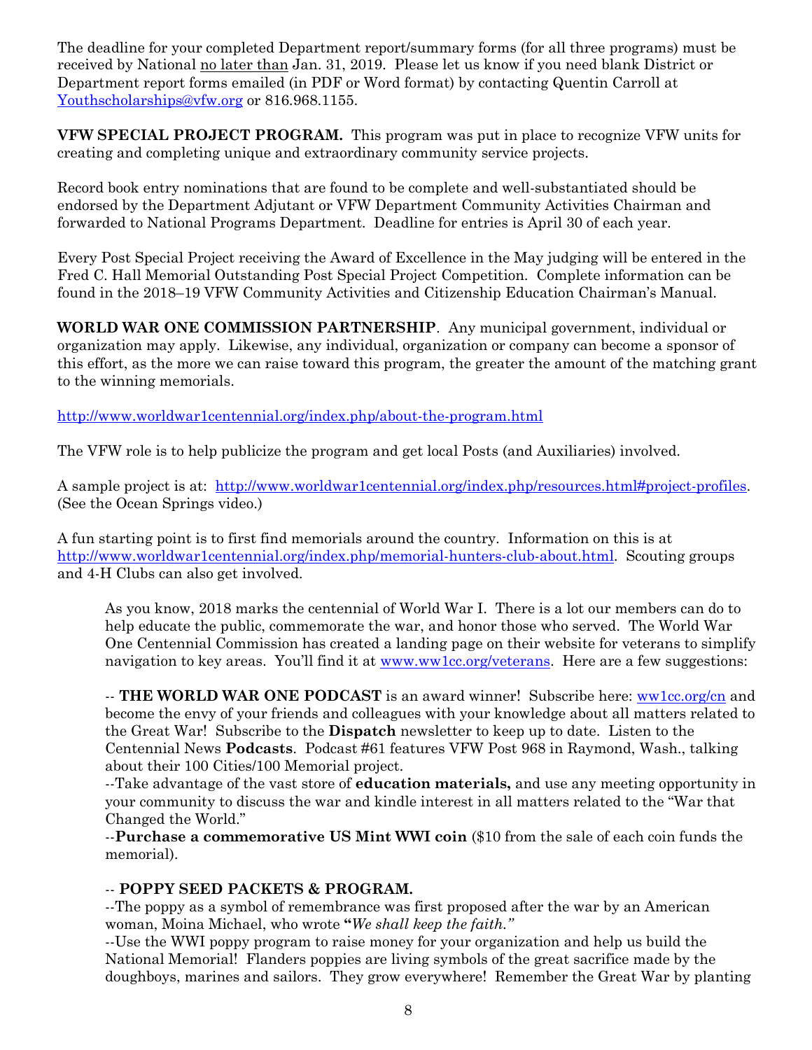The deadline for your completed Department report/summary forms (for all three programs) must be received by National no later than Jan. 31, 2019. Please let us know if you need blank District or Department report forms emailed (in PDF or Word format) by contacting Quentin Carroll at [Youthscholarships@vfw.org](mailto:Youthscholarships@vfw.org) or 816.968.1155.

**VFW SPECIAL PROJECT PROGRAM.** This program was put in place to recognize VFW units for creating and completing unique and extraordinary community service projects.

Record book entry nominations that are found to be complete and well-substantiated should be endorsed by the Department Adjutant or VFW Department Community Activities Chairman and forwarded to National Programs Department. Deadline for entries is April 30 of each year.

Every Post Special Project receiving the Award of Excellence in the May judging will be entered in the Fred C. Hall Memorial Outstanding Post Special Project Competition. Complete information can be found in the 2018–19 VFW Community Activities and Citizenship Education Chairman's Manual.

**WORLD WAR ONE COMMISSION PARTNERSHIP**. Any municipal government, individual or organization may apply. Likewise, any individual, organization or company can become a sponsor of this effort, as the more we can raise toward this program, the greater the amount of the matching grant to the winning memorials.

http://www.worldwar1centennial.org/index.php/about-the-program.html

The VFW role is to help publicize the program and get local Posts (and Auxiliaries) involved.

A sample project is at: http://www.worldwar1centennial.org/index.php/resources.html#project-profiles. (See the Ocean Springs video.)

A fun starting point is to first find memorials around the country. Information on this is at http://www.worldwar1centennial.org/index.php/memorial-hunters-club-about.html. Scouting groups and 4-H Clubs can also get involved.

> As you know, 2018 marks the centennial of World War I. There is a lot our members can do to help educate the public, commemorate the war, and honor those who served. The World War One Centennial Commission has created a landing page on their website for veterans to simplify navigation to key areas. You'll find it at www.ww1cc.org/veterans. Here are a few suggestions:
>
> -- **THE WORLD WAR ONE PODCAST** is an award winner! Subscribe here: ww1cc.org/cn and become the envy of your friends and colleagues with your knowledge about all matters related to the Great War! Subscribe to the **Dispatch** newsletter to keep up to date. Listen to the Centennial News **Podcasts**. Podcast #61 features VFW Post 968 in Raymond, Wash., talking about their 100 Cities/100 Memorial project.
> --Take advantage of the vast store of **education materials,** and use any meeting opportunity in your community to discuss the war and kindle interest in all matters related to the "War that Changed the World."
> --**Purchase a commemorative US Mint WWI coin** ($10 from the sale of each coin funds the memorial).
>
> -- **POPPY SEED PACKETS & PROGRAM.**
> --The poppy as a symbol of remembrance was first proposed after the war by an American woman, Moina Michael, who wrote **"***We shall keep the faith."*
> --Use the WWI poppy program to raise money for your organization and help us build the National Memorial! Flanders poppies are living symbols of the great sacrifice made by the doughboys, marines and sailors. They grow everywhere! Remember the Great War by planting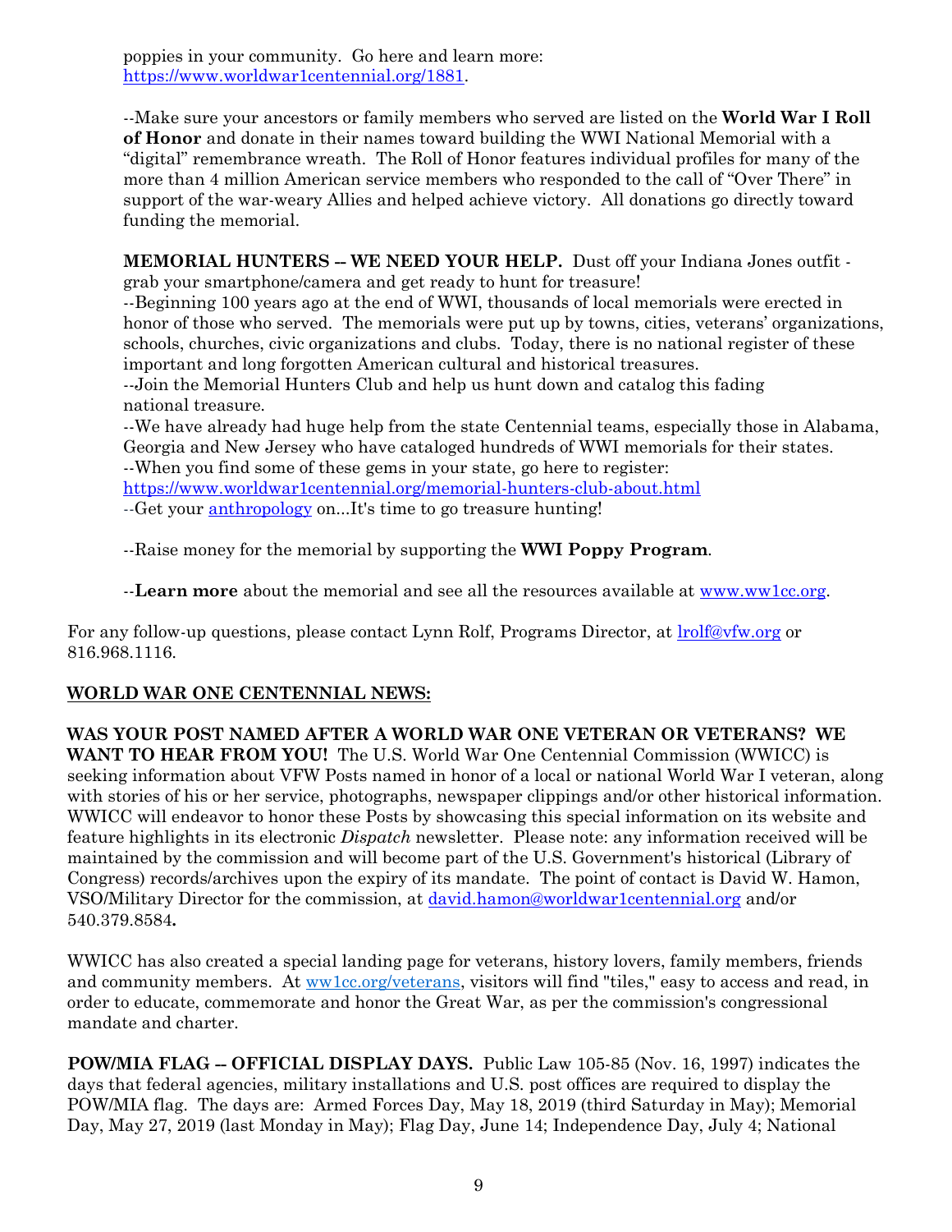poppies in your community. Go here and learn more: https://www.worldwar1centennial.org/1881.

--Make sure your ancestors or family members who served are listed on the **World War I Roll of Honor** and donate in their names toward building the WWI National Memorial with a "digital" remembrance wreath. The Roll of Honor features individual profiles for many of the more than 4 million American service members who responded to the call of "Over There" in support of the war-weary Allies and helped achieve victory. All donations go directly toward funding the memorial.

**MEMORIAL HUNTERS -- WE NEED YOUR HELP.** Dust off your Indiana Jones outfit - grab your smartphone/camera and get ready to hunt for treasure!
--Beginning 100 years ago at the end of WWI, thousands of local memorials were erected in honor of those who served. The memorials were put up by towns, cities, veterans' organizations, schools, churches, civic organizations and clubs. Today, there is no national register of these important and long forgotten American cultural and historical treasures.
--Join the Memorial Hunters Club and help us hunt down and catalog this fading national treasure.
--We have already had huge help from the state Centennial teams, especially those in Alabama, Georgia and New Jersey who have cataloged hundreds of WWI memorials for their states.
--When you find some of these gems in your state, go here to register: https://www.worldwar1centennial.org/memorial-hunters-club-about.html
--Get your anthropology on...It's time to go treasure hunting!

--Raise money for the memorial by supporting the **WWI Poppy Program**.

--**Learn more** about the memorial and see all the resources available at www.ww1cc.org.

For any follow-up questions, please contact Lynn Rolf, Programs Director, at lrolf@vfw.org or 816.968.1116.

## WORLD WAR ONE CENTENNIAL NEWS:

**WAS YOUR POST NAMED AFTER A WORLD WAR ONE VETERAN OR VETERANS? WE WANT TO HEAR FROM YOU!** The U.S. World War One Centennial Commission (WWICC) is seeking information about VFW Posts named in honor of a local or national World War I veteran, along with stories of his or her service, photographs, newspaper clippings and/or other historical information. WWICC will endeavor to honor these Posts by showcasing this special information on its website and feature highlights in its electronic *Dispatch* newsletter. Please note: any information received will be maintained by the commission and will become part of the U.S. Government's historical (Library of Congress) records/archives upon the expiry of its mandate. The point of contact is David W. Hamon, VSO/Military Director for the commission, at david.hamon@worldwar1centennial.org and/or 540.379.8584**.**

WWICC has also created a special landing page for veterans, history lovers, family members, friends and community members. At ww1cc.org/veterans, visitors will find "tiles," easy to access and read, in order to educate, commemorate and honor the Great War, as per the commission's congressional mandate and charter.

**POW/MIA FLAG -- OFFICIAL DISPLAY DAYS.** Public Law 105-85 (Nov. 16, 1997) indicates the days that federal agencies, military installations and U.S. post offices are required to display the POW/MIA flag. The days are: Armed Forces Day, May 18, 2019 (third Saturday in May); Memorial Day, May 27, 2019 (last Monday in May); Flag Day, June 14; Independence Day, July 4; National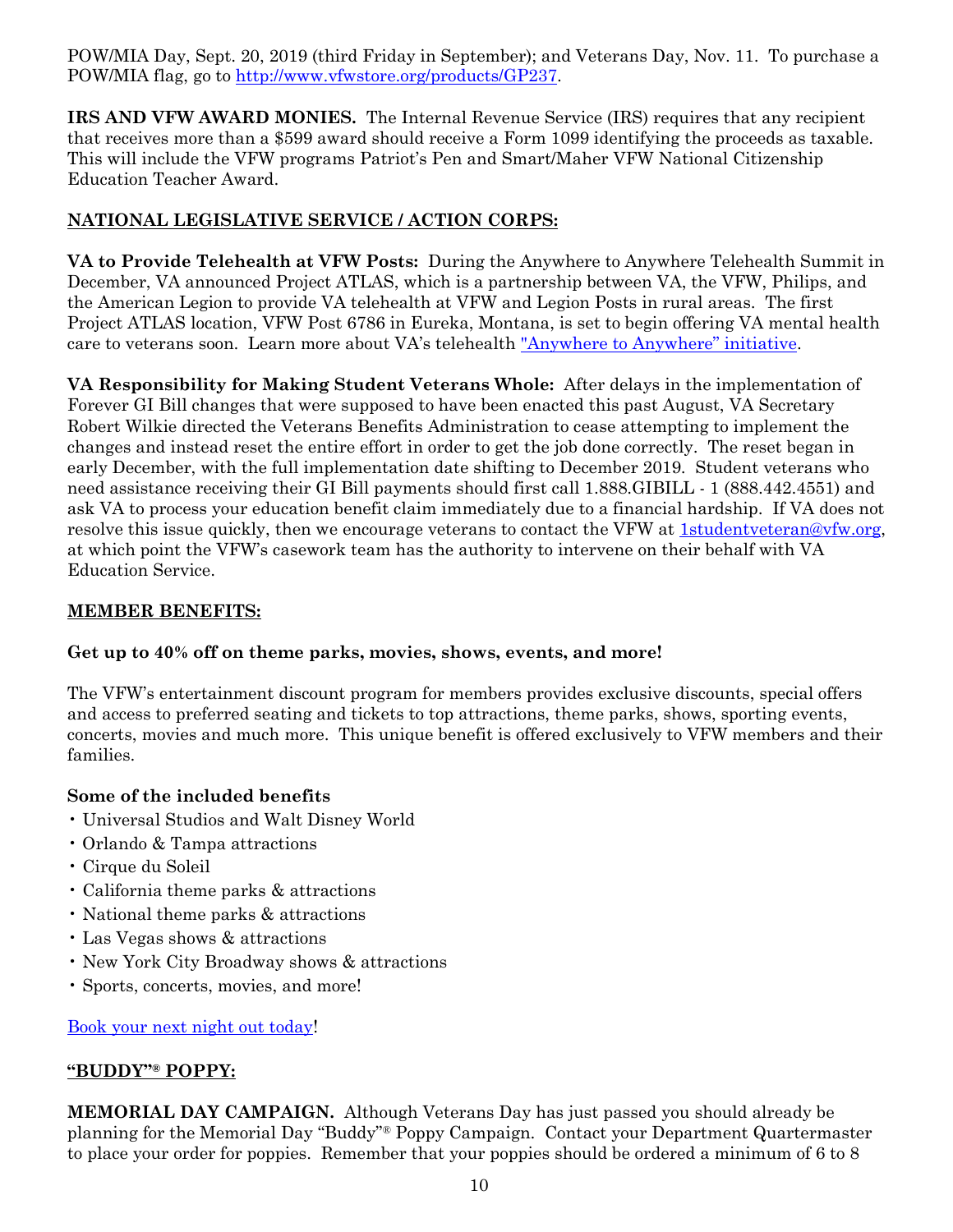POW/MIA Day, Sept. 20, 2019 (third Friday in September); and Veterans Day, Nov. 11. To purchase a POW/MIA flag, go to [http://www.vfwstore.org/products/GP237](http://www.vfwstore.org/products/GP237).

**IRS AND VFW AWARD MONIES.** The Internal Revenue Service (IRS) requires that any recipient that receives more than a $599 award should receive a Form 1099 identifying the proceeds as taxable. This will include the VFW programs Patriot's Pen and Smart/Maher VFW National Citizenship Education Teacher Award.

## NATIONAL LEGISLATIVE SERVICE / ACTION CORPS:

**VA to Provide Telehealth at VFW Posts:** During the Anywhere to Anywhere Telehealth Summit in December, VA announced Project ATLAS, which is a partnership between VA, the VFW, Philips, and the American Legion to provide VA telehealth at VFW and Legion Posts in rural areas. The first Project ATLAS location, VFW Post 6786 in Eureka, Montana, is set to begin offering VA mental health care to veterans soon. Learn more about VA's telehealth "Anywhere to Anywhere" initiative.

**VA Responsibility for Making Student Veterans Whole:** After delays in the implementation of Forever GI Bill changes that were supposed to have been enacted this past August, VA Secretary Robert Wilkie directed the Veterans Benefits Administration to cease attempting to implement the changes and instead reset the entire effort in order to get the job done correctly. The reset began in early December, with the full implementation date shifting to December 2019. Student veterans who need assistance receiving their GI Bill payments should first call 1.888.GIBILL - 1 (888.442.4551) and ask VA to process your education benefit claim immediately due to a financial hardship. If VA does not resolve this issue quickly, then we encourage veterans to contact the VFW at 1studentveteran@vfw.org, at which point the VFW's casework team has the authority to intervene on their behalf with VA Education Service.

## MEMBER BENEFITS:

**Get up to 40% off on theme parks, movies, shows, events, and more!**

The VFW's entertainment discount program for members provides exclusive discounts, special offers and access to preferred seating and tickets to top attractions, theme parks, shows, sporting events, concerts, movies and much more. This unique benefit is offered exclusively to VFW members and their families.

**Some of the included benefits**

- Universal Studios and Walt Disney World
- Orlando & Tampa attractions
- Cirque du Soleil
- California theme parks & attractions
- National theme parks & attractions
- Las Vegas shows & attractions
- New York City Broadway shows & attractions
- Sports, concerts, movies, and more!

Book your next night out today!

## "BUDDY"® POPPY:

**MEMORIAL DAY CAMPAIGN.** Although Veterans Day has just passed you should already be planning for the Memorial Day "Buddy"® Poppy Campaign. Contact your Department Quartermaster to place your order for poppies. Remember that your poppies should be ordered a minimum of 6 to 8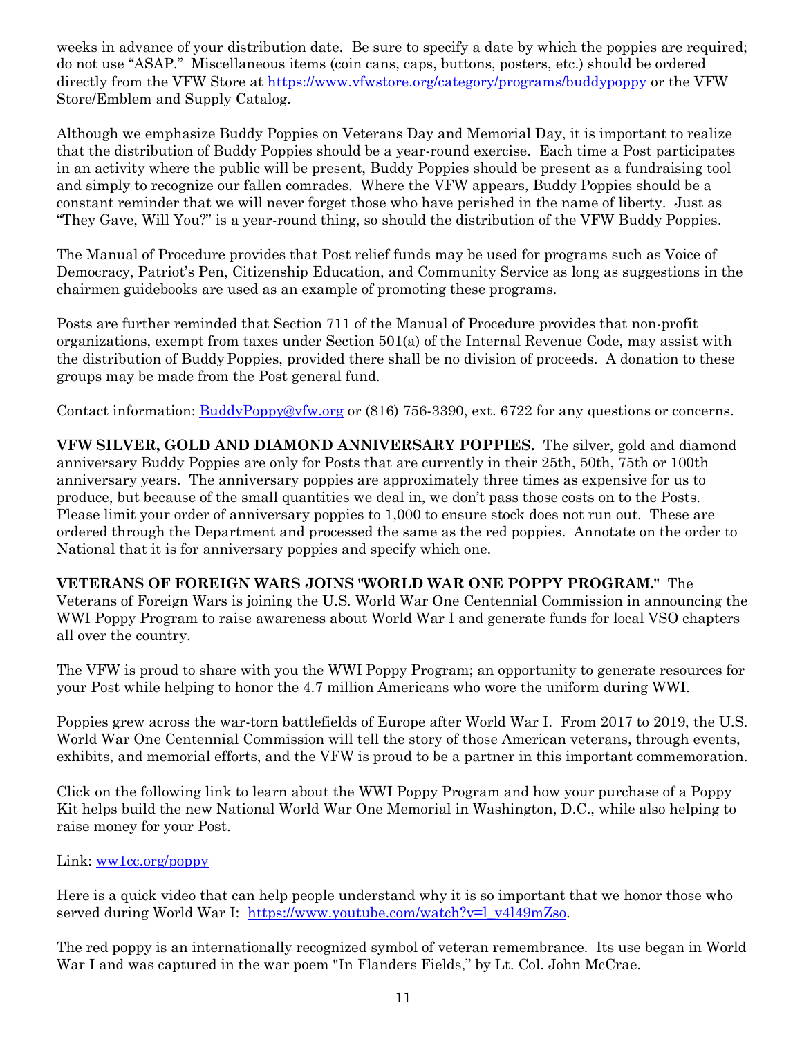weeks in advance of your distribution date. Be sure to specify a date by which the poppies are required; do not use "ASAP." Miscellaneous items (coin cans, caps, buttons, posters, etc.) should be ordered directly from the VFW Store at https://www.vfwstore.org/category/programs/buddypoppy or the VFW Store/Emblem and Supply Catalog.

Although we emphasize Buddy Poppies on Veterans Day and Memorial Day, it is important to realize that the distribution of Buddy Poppies should be a year-round exercise. Each time a Post participates in an activity where the public will be present, Buddy Poppies should be present as a fundraising tool and simply to recognize our fallen comrades. Where the VFW appears, Buddy Poppies should be a constant reminder that we will never forget those who have perished in the name of liberty. Just as "They Gave, Will You?" is a year-round thing, so should the distribution of the VFW Buddy Poppies.

The Manual of Procedure provides that Post relief funds may be used for programs such as Voice of Democracy, Patriot's Pen, Citizenship Education, and Community Service as long as suggestions in the chairmen guidebooks are used as an example of promoting these programs.

Posts are further reminded that Section 711 of the Manual of Procedure provides that non-profit organizations, exempt from taxes under Section 501(a) of the Internal Revenue Code, may assist with the distribution of Buddy Poppies, provided there shall be no division of proceeds. A donation to these groups may be made from the Post general fund.

Contact information: BuddyPoppy@vfw.org or (816) 756-3390, ext. 6722 for any questions or concerns.

**VFW SILVER, GOLD AND DIAMOND ANNIVERSARY POPPIES.** The silver, gold and diamond anniversary Buddy Poppies are only for Posts that are currently in their 25th, 50th, 75th or 100th anniversary years. The anniversary poppies are approximately three times as expensive for us to produce, but because of the small quantities we deal in, we don't pass those costs on to the Posts. Please limit your order of anniversary poppies to 1,000 to ensure stock does not run out. These are ordered through the Department and processed the same as the red poppies. Annotate on the order to National that it is for anniversary poppies and specify which one.

**VETERANS OF FOREIGN WARS JOINS "WORLD WAR ONE POPPY PROGRAM."** The Veterans of Foreign Wars is joining the U.S. World War One Centennial Commission in announcing the WWI Poppy Program to raise awareness about World War I and generate funds for local VSO chapters all over the country.

The VFW is proud to share with you the WWI Poppy Program; an opportunity to generate resources for your Post while helping to honor the 4.7 million Americans who wore the uniform during WWI.

Poppies grew across the war-torn battlefields of Europe after World War I. From 2017 to 2019, the U.S. World War One Centennial Commission will tell the story of those American veterans, through events, exhibits, and memorial efforts, and the VFW is proud to be a partner in this important commemoration.

Click on the following link to learn about the WWI Poppy Program and how your purchase of a Poppy Kit helps build the new National World War One Memorial in Washington, D.C., while also helping to raise money for your Post.

Link: ww1cc.org/poppy

Here is a quick video that can help people understand why it is so important that we honor those who served during World War I: https://www.youtube.com/watch?v=l_y4l49mZso.

The red poppy is an internationally recognized symbol of veteran remembrance. Its use began in World War I and was captured in the war poem "In Flanders Fields," by Lt. Col. John McCrae.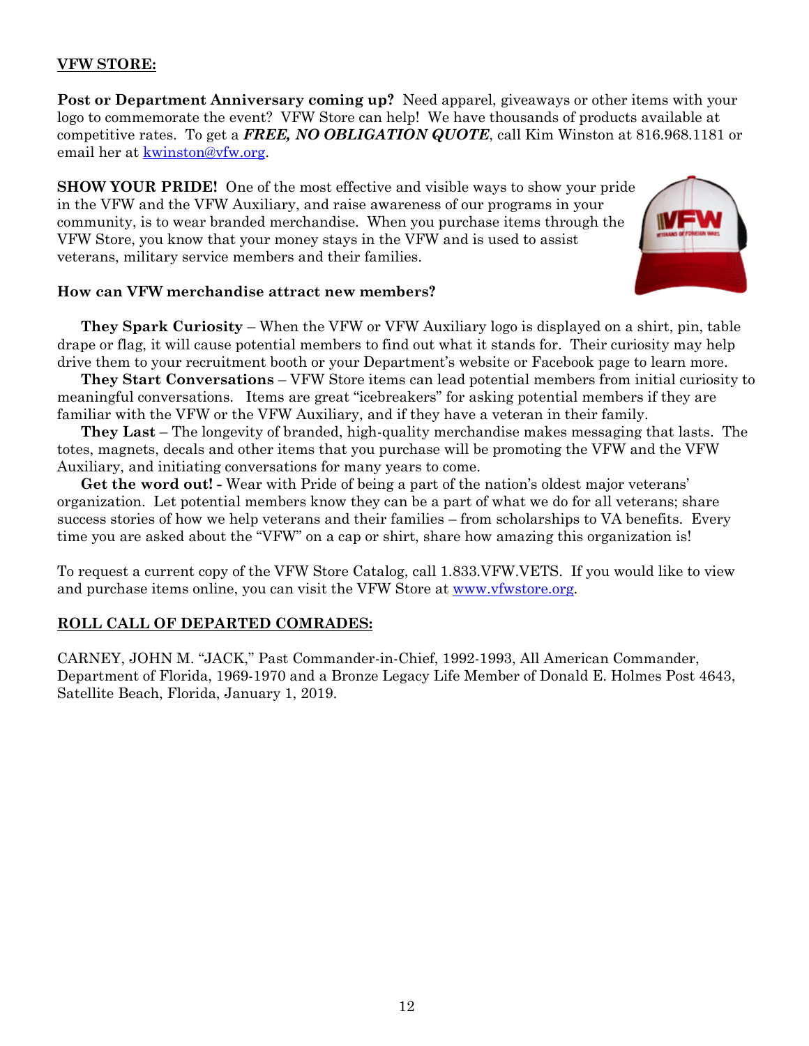**VFW STORE:**

**Post or Department Anniversary coming up?** Need apparel, giveaways or other items with your logo to commemorate the event? VFW Store can help! We have thousands of products available at competitive rates. To get a ***FREE, NO OBLIGATION QUOTE***, call Kim Winston at 816.968.1181 or email her at kwinston@vfw.org.

**SHOW YOUR PRIDE!** One of the most effective and visible ways to show your pride in the VFW and the VFW Auxiliary, and raise awareness of our programs in your community, is to wear branded merchandise. When you purchase items through the VFW Store, you know that your money stays in the VFW and is used to assist veterans, military service members and their families.

**How can VFW merchandise attract new members?**

**They Spark Curiosity** – When the VFW or VFW Auxiliary logo is displayed on a shirt, pin, table drape or flag, it will cause potential members to find out what it stands for. Their curiosity may help drive them to your recruitment booth or your Department's website or Facebook page to learn more.

**They Start Conversations** – VFW Store items can lead potential members from initial curiosity to meaningful conversations. Items are great "icebreakers" for asking potential members if they are familiar with the VFW or the VFW Auxiliary, and if they have a veteran in their family.

**They Last** – The longevity of branded, high-quality merchandise makes messaging that lasts. The totes, magnets, decals and other items that you purchase will be promoting the VFW and the VFW Auxiliary, and initiating conversations for many years to come.

**Get the word out! -** Wear with Pride of being a part of the nation's oldest major veterans' organization. Let potential members know they can be a part of what we do for all veterans; share success stories of how we help veterans and their families – from scholarships to VA benefits. Every time you are asked about the "VFW" on a cap or shirt, share how amazing this organization is!

To request a current copy of the VFW Store Catalog, call 1.833.VFW.VETS. If you would like to view and purchase items online, you can visit the VFW Store at www.vfwstore.org.

**ROLL CALL OF DEPARTED COMRADES:**

CARNEY, JOHN M. "JACK," Past Commander-in-Chief, 1992-1993, All American Commander, Department of Florida, 1969-1970 and a Bronze Legacy Life Member of Donald E. Holmes Post 4643, Satellite Beach, Florida, January 1, 2019.